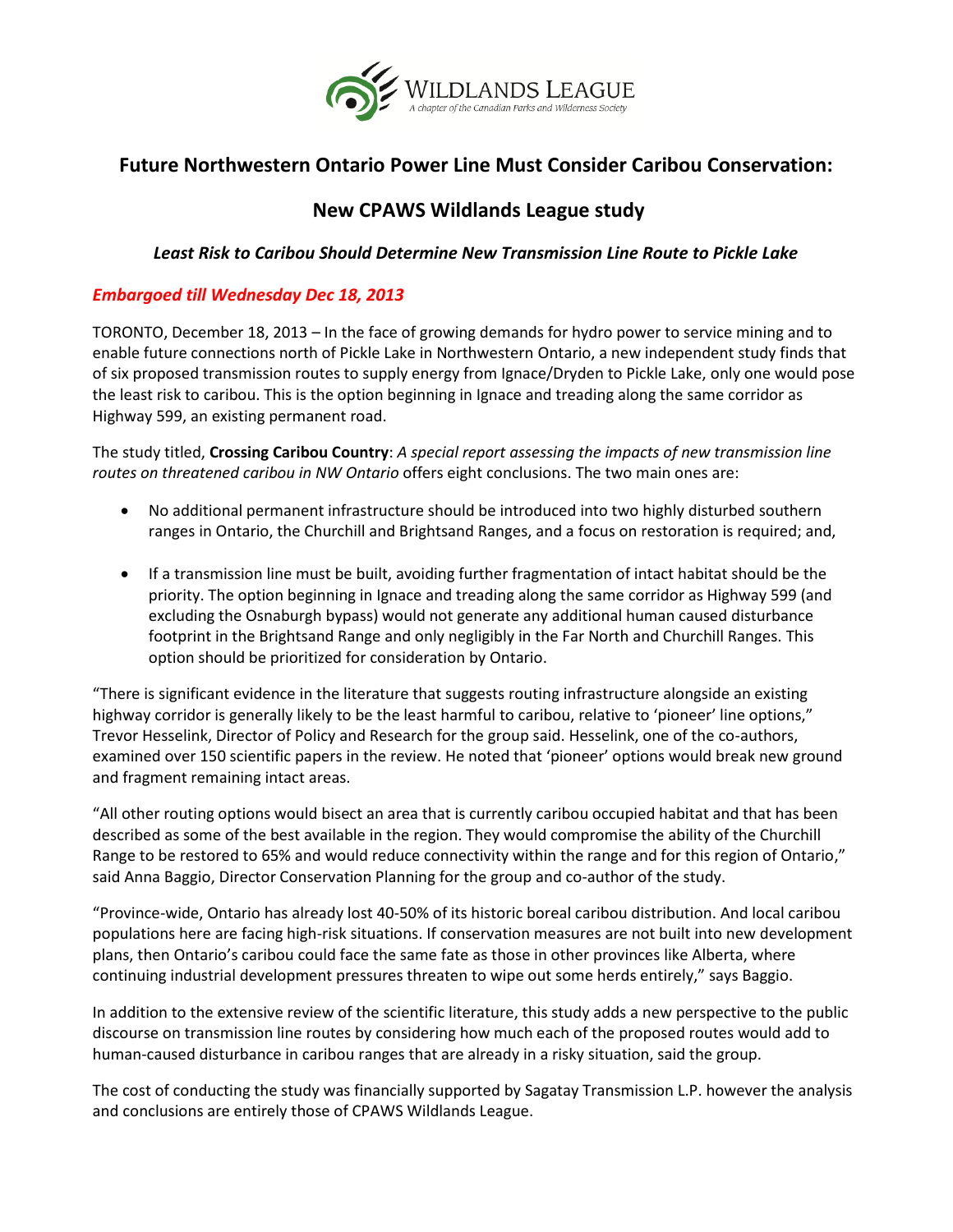WILDLANDS LEAGUE
*A chapter of the Canadian Parks and Wilderness Society*

# Future Northwestern Ontario Power Line Must Consider Caribou Conservation:

## New CPAWS Wildlands League study

### *Least Risk to Caribou Should Determine New Transmission Line Route to Pickle Lake*

***Embargoed till Wednesday Dec 18, 2013***

TORONTO, December 18, 2013 – In the face of growing demands for hydro power to service mining and to enable future connections north of Pickle Lake in Northwestern Ontario, a new independent study finds that of six proposed transmission routes to supply energy from Ignace/Dryden to Pickle Lake, only one would pose the least risk to caribou. This is the option beginning in Ignace and treading along the same corridor as Highway 599, an existing permanent road.

The study titled, **Crossing Caribou Country**: *A special report assessing the impacts of new transmission line routes on threatened caribou in NW Ontario* offers eight conclusions. The two main ones are:

- No additional permanent infrastructure should be introduced into two highly disturbed southern ranges in Ontario, the Churchill and Brightsand Ranges, and a focus on restoration is required; and,
- If a transmission line must be built, avoiding further fragmentation of intact habitat should be the priority. The option beginning in Ignace and treading along the same corridor as Highway 599 (and excluding the Osnaburgh bypass) would not generate any additional human caused disturbance footprint in the Brightsand Range and only negligibly in the Far North and Churchill Ranges. This option should be prioritized for consideration by Ontario.

"There is significant evidence in the literature that suggests routing infrastructure alongside an existing highway corridor is generally likely to be the least harmful to caribou, relative to 'pioneer' line options," Trevor Hesselink, Director of Policy and Research for the group said. Hesselink, one of the co-authors, examined over 150 scientific papers in the review. He noted that 'pioneer' options would break new ground and fragment remaining intact areas.

"All other routing options would bisect an area that is currently caribou occupied habitat and that has been described as some of the best available in the region. They would compromise the ability of the Churchill Range to be restored to 65% and would reduce connectivity within the range and for this region of Ontario," said Anna Baggio, Director Conservation Planning for the group and co-author of the study.

"Province-wide, Ontario has already lost 40-50% of its historic boreal caribou distribution. And local caribou populations here are facing high-risk situations. If conservation measures are not built into new development plans, then Ontario's caribou could face the same fate as those in other provinces like Alberta, where continuing industrial development pressures threaten to wipe out some herds entirely," says Baggio.

In addition to the extensive review of the scientific literature, this study adds a new perspective to the public discourse on transmission line routes by considering how much each of the proposed routes would add to human-caused disturbance in caribou ranges that are already in a risky situation, said the group.

The cost of conducting the study was financially supported by Sagatay Transmission L.P. however the analysis and conclusions are entirely those of CPAWS Wildlands League.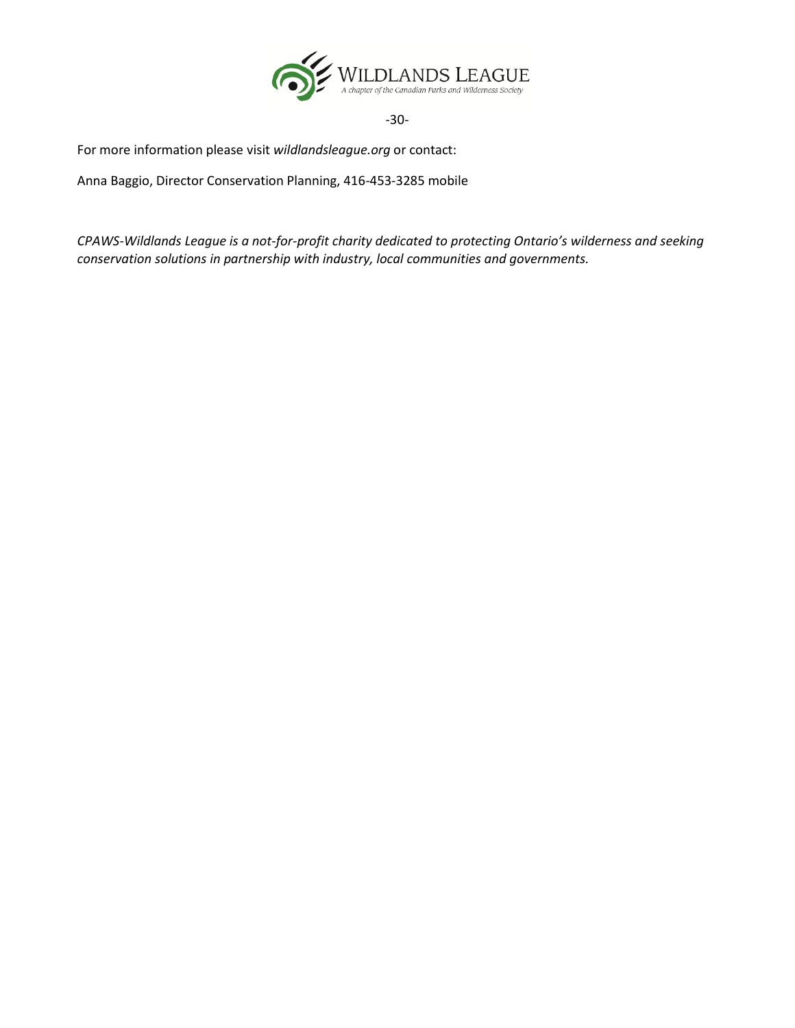-30-

For more information please visit *wildlandsleague.org* or contact:

Anna Baggio, Director Conservation Planning, 416-453-3285 mobile

*CPAWS-Wildlands League is a not-for-profit charity dedicated to protecting Ontario's wilderness and seeking conservation solutions in partnership with industry, local communities and governments.*